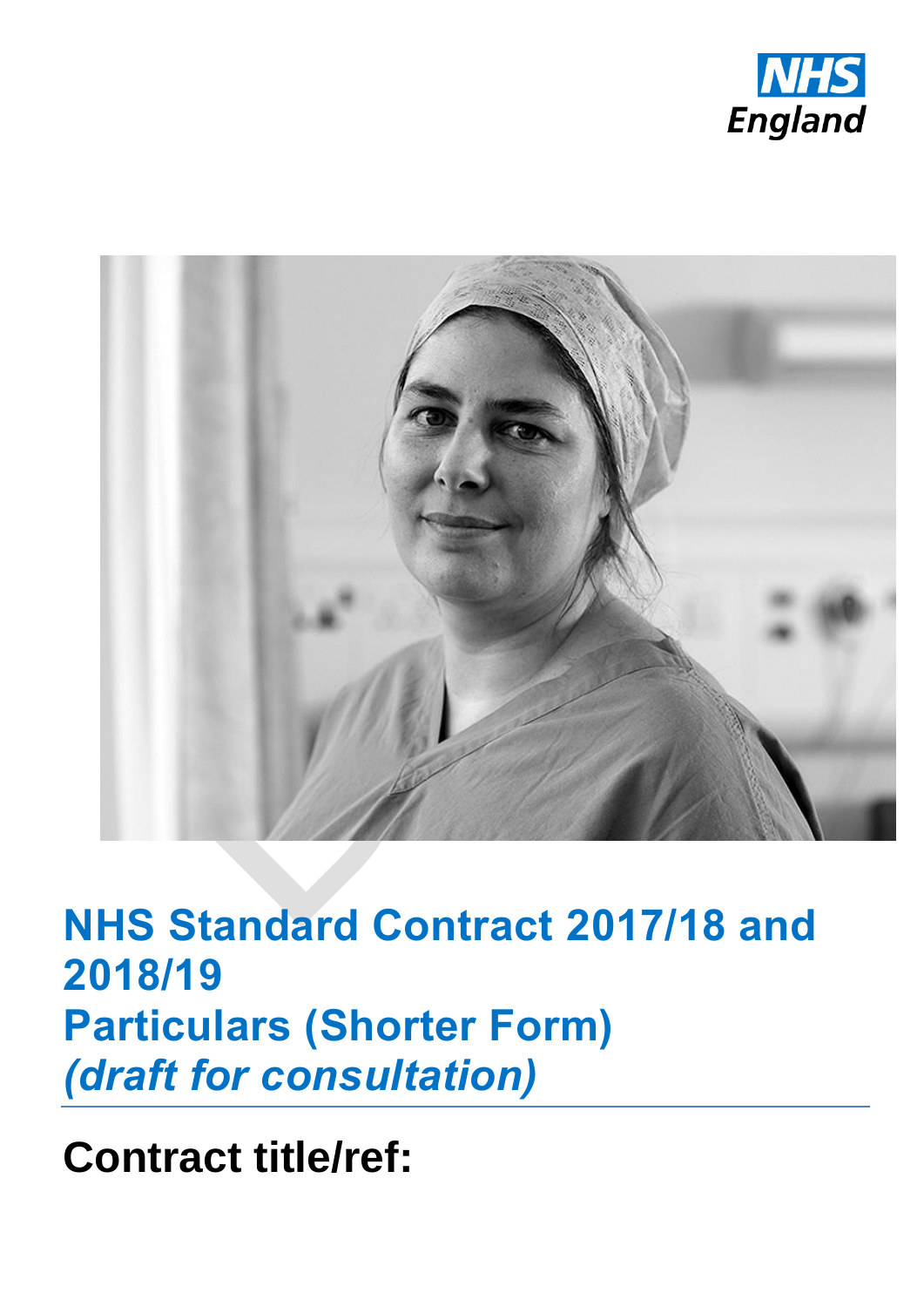NHS England

# NHS Standard Contract 2017/18 and 2018/19
# Particulars (Shorter Form)
# *(draft for consultation)*

## Contract title/ref: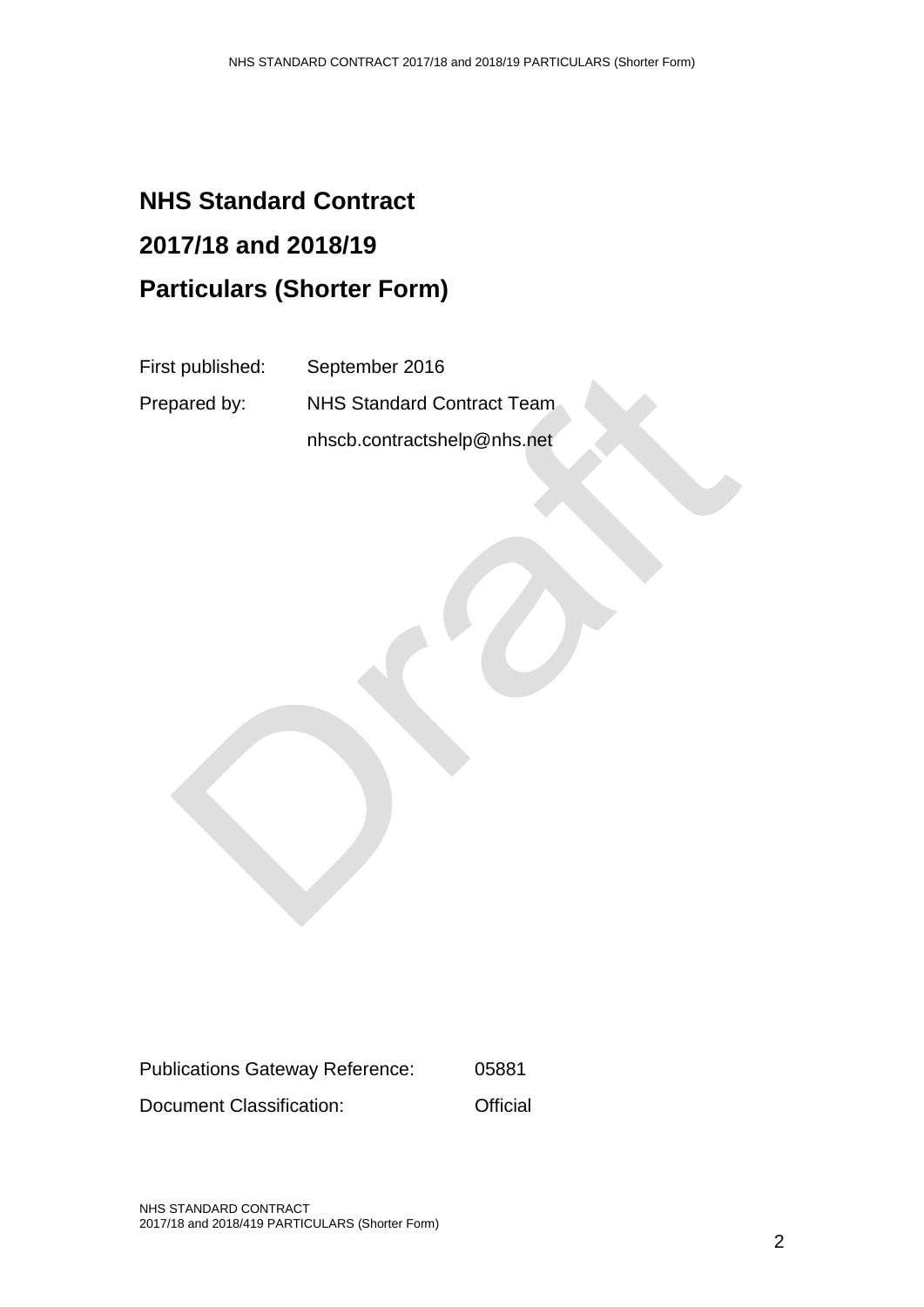# NHS Standard Contract

# 2017/18 and 2018/19

# Particulars (Shorter Form)

First published: September 2016

Prepared by: NHS Standard Contract Team

nhscb.contractshelp@nhs.net

Publications Gateway Reference: 05881

Document Classification: Official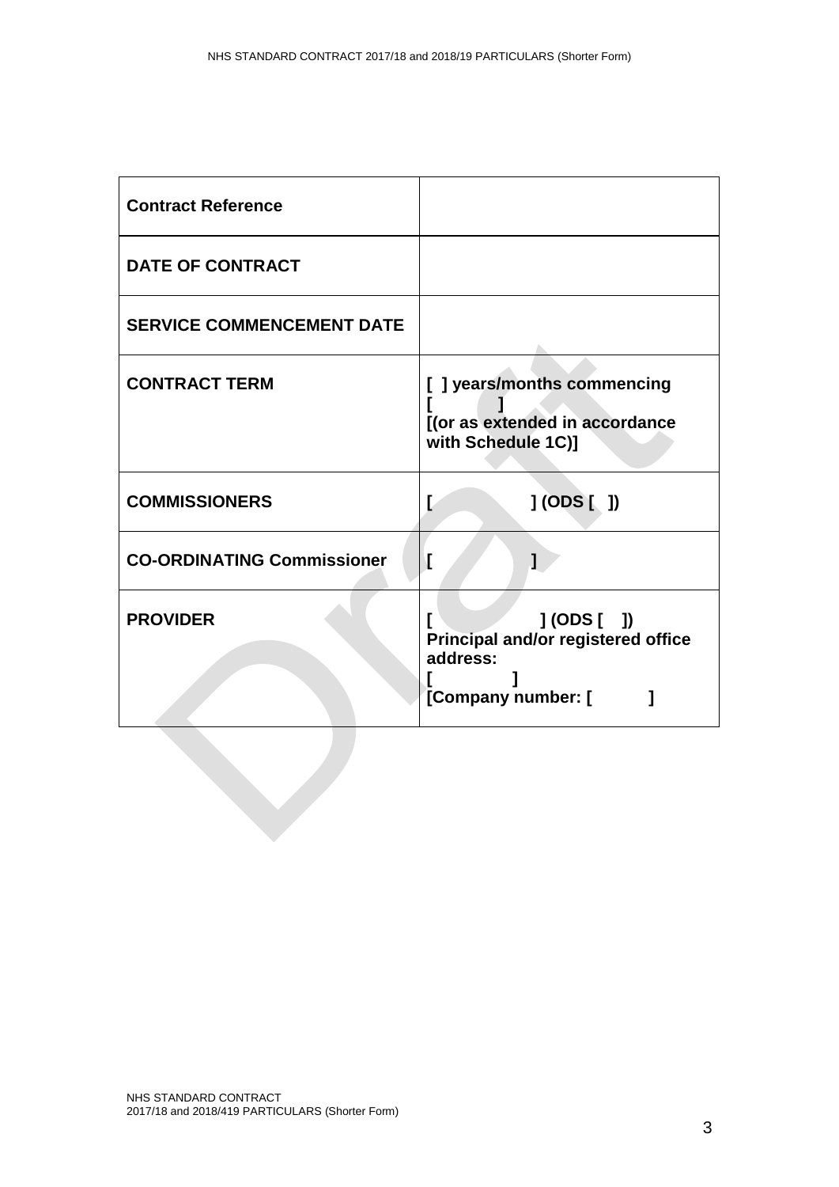| **Contract Reference** | |
|---|---|
| **DATE OF CONTRACT** | |
| **SERVICE COMMENCEMENT DATE** | |
| **CONTRACT TERM** | **[ ] years/months commencing [ ] [(or as extended in accordance with Schedule 1C)]** |
| **COMMISSIONERS** | **[ ] (ODS [ ])** |
| **CO-ORDINATING Commissioner** | **[ ]** |
| **PROVIDER** | **[ ] (ODS [ ]) Principal and/or registered office address: [ ] [Company number: [ ]** |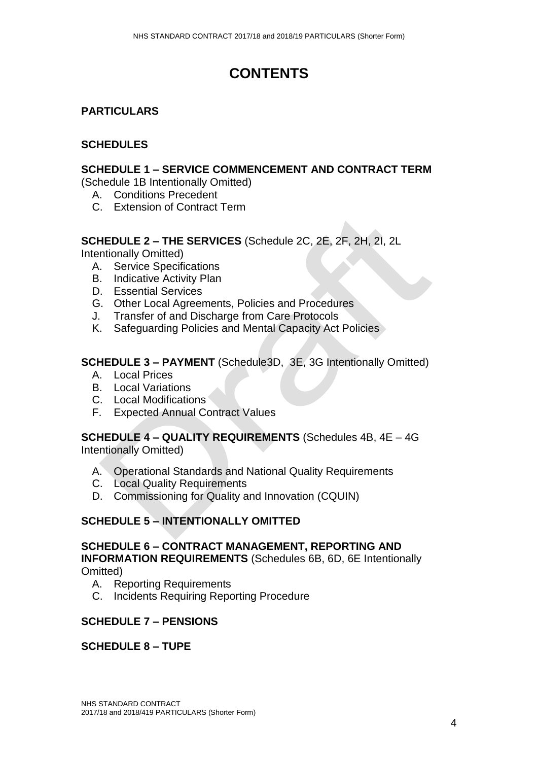# CONTENTS

**PARTICULARS**

**SCHEDULES**

**SCHEDULE 1 – SERVICE COMMENCEMENT AND CONTRACT TERM**
(Schedule 1B Intentionally Omitted)

A. Conditions Precedent
C. Extension of Contract Term

**SCHEDULE 2 – THE SERVICES** (Schedule 2C, 2E, 2F, 2H, 2I, 2L Intentionally Omitted)

A. Service Specifications
B. Indicative Activity Plan
D. Essential Services
G. Other Local Agreements, Policies and Procedures
J. Transfer of and Discharge from Care Protocols
K. Safeguarding Policies and Mental Capacity Act Policies

**SCHEDULE 3 – PAYMENT** (Schedule3D, 3E, 3G Intentionally Omitted)

A. Local Prices
B. Local Variations
C. Local Modifications
F. Expected Annual Contract Values

**SCHEDULE 4 – QUALITY REQUIREMENTS** (Schedules 4B, 4E – 4G Intentionally Omitted)

A. Operational Standards and National Quality Requirements
C. Local Quality Requirements
D. Commissioning for Quality and Innovation (CQUIN)

**SCHEDULE 5 – INTENTIONALLY OMITTED**

**SCHEDULE 6 – CONTRACT MANAGEMENT, REPORTING AND INFORMATION REQUIREMENTS** (Schedules 6B, 6D, 6E Intentionally Omitted)

A. Reporting Requirements
C. Incidents Requiring Reporting Procedure

**SCHEDULE 7 – PENSIONS**

**SCHEDULE 8 – TUPE**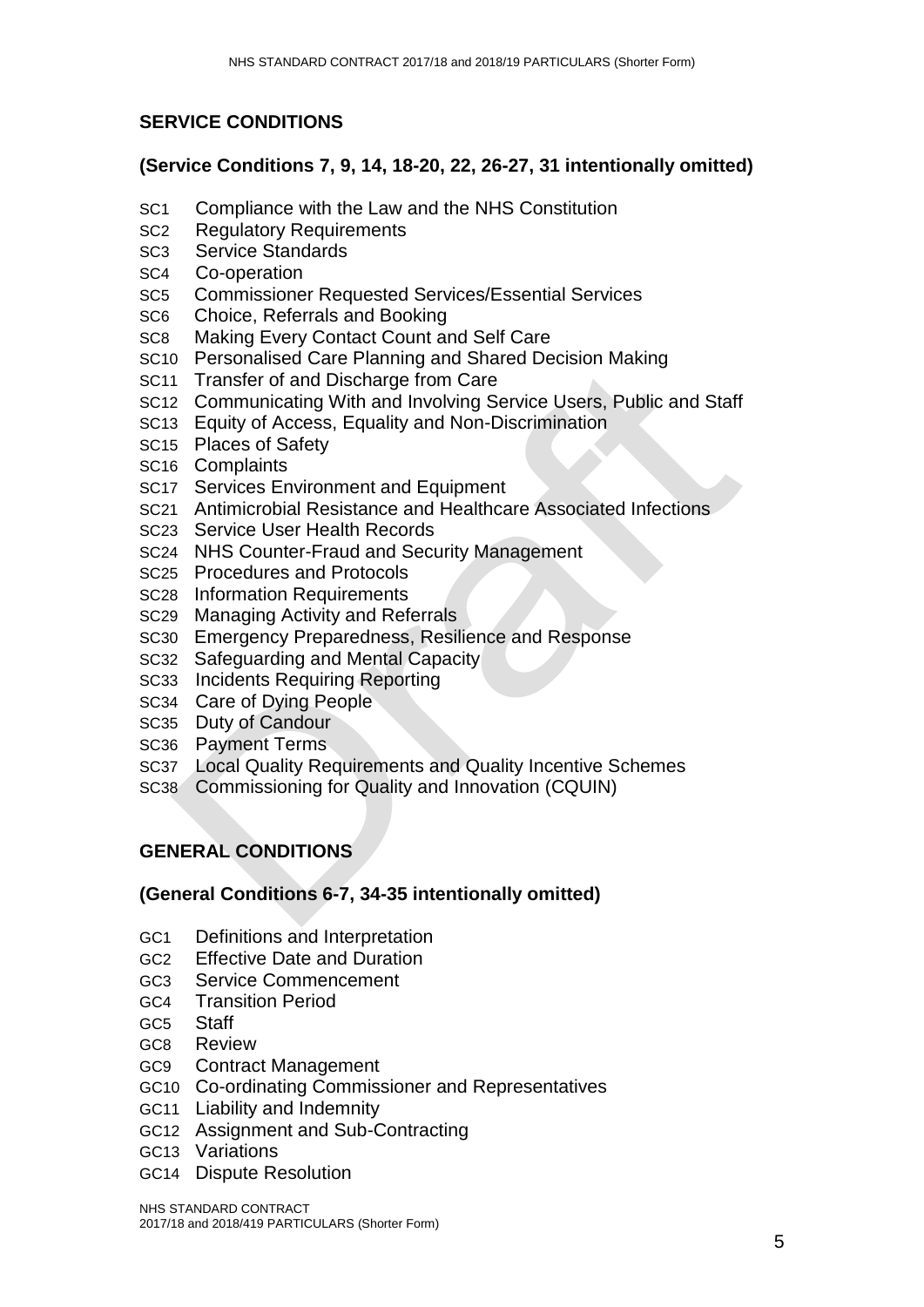## SERVICE CONDITIONS

### (Service Conditions 7, 9, 14, 18-20, 22, 26-27, 31 intentionally omitted)

- SC1 Compliance with the Law and the NHS Constitution
- SC2 Regulatory Requirements
- SC3 Service Standards
- SC4 Co-operation
- SC5 Commissioner Requested Services/Essential Services
- SC6 Choice, Referrals and Booking
- SC8 Making Every Contact Count and Self Care
- SC10 Personalised Care Planning and Shared Decision Making
- SC11 Transfer of and Discharge from Care
- SC12 Communicating With and Involving Service Users, Public and Staff
- SC13 Equity of Access, Equality and Non-Discrimination
- SC15 Places of Safety
- SC16 Complaints
- SC17 Services Environment and Equipment
- SC21 Antimicrobial Resistance and Healthcare Associated Infections
- SC23 Service User Health Records
- SC24 NHS Counter-Fraud and Security Management
- SC25 Procedures and Protocols
- SC28 Information Requirements
- SC29 Managing Activity and Referrals
- SC30 Emergency Preparedness, Resilience and Response
- SC32 Safeguarding and Mental Capacity
- SC33 Incidents Requiring Reporting
- SC34 Care of Dying People
- SC35 Duty of Candour
- SC36 Payment Terms
- SC37 Local Quality Requirements and Quality Incentive Schemes
- SC38 Commissioning for Quality and Innovation (CQUIN)

## GENERAL CONDITIONS

### (General Conditions 6-7, 34-35 intentionally omitted)

- GC1 Definitions and Interpretation
- GC2 Effective Date and Duration
- GC3 Service Commencement
- GC4 Transition Period
- GC5 Staff
- GC8 Review
- GC9 Contract Management
- GC10 Co-ordinating Commissioner and Representatives
- GC11 Liability and Indemnity
- GC12 Assignment and Sub-Contracting
- GC13 Variations
- GC14 Dispute Resolution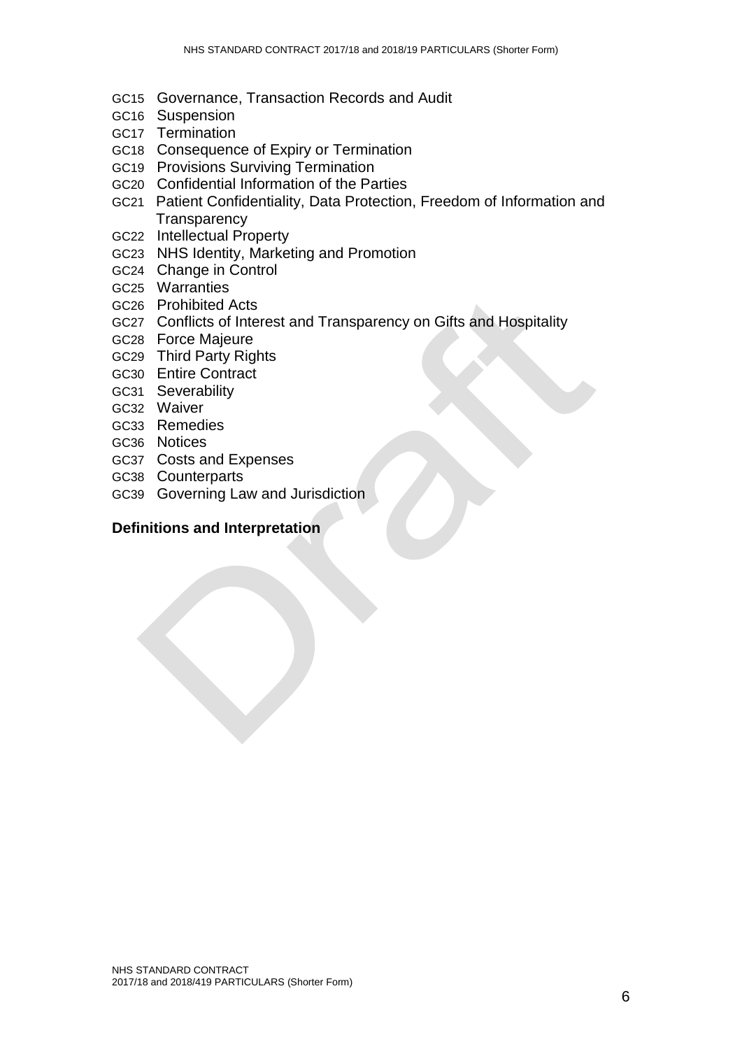- GC15 Governance, Transaction Records and Audit
- GC16 Suspension
- GC17 Termination
- GC18 Consequence of Expiry or Termination
- GC19 Provisions Surviving Termination
- GC20 Confidential Information of the Parties
- GC21 Patient Confidentiality, Data Protection, Freedom of Information and Transparency
- GC22 Intellectual Property
- GC23 NHS Identity, Marketing and Promotion
- GC24 Change in Control
- GC25 Warranties
- GC26 Prohibited Acts
- GC27 Conflicts of Interest and Transparency on Gifts and Hospitality
- GC28 Force Majeure
- GC29 Third Party Rights
- GC30 Entire Contract
- GC31 Severability
- GC32 Waiver
- GC33 Remedies
- GC36 Notices
- GC37 Costs and Expenses
- GC38 Counterparts
- GC39 Governing Law and Jurisdiction

**Definitions and Interpretation**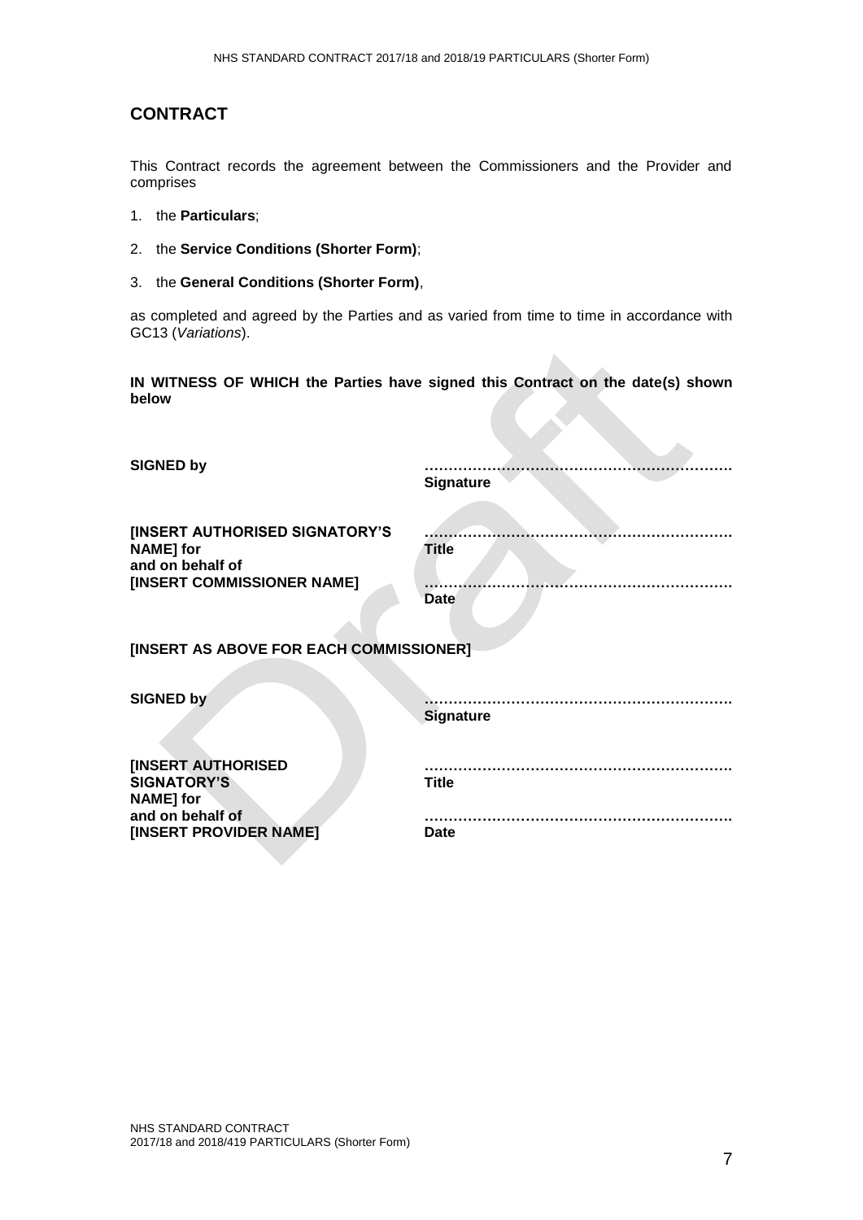## CONTRACT

This Contract records the agreement between the Commissioners and the Provider and comprises

1. the **Particulars**;
2. the **Service Conditions (Shorter Form)**;
3. the **General Conditions (Shorter Form)**,

as completed and agreed by the Parties and as varied from time to time in accordance with GC13 (*Variations*).

**IN WITNESS OF WHICH the Parties have signed this Contract on the date(s) shown below**

| | |
|---|---|
| **SIGNED by** | ……………………………………………………… **Signature** |
| **[INSERT AUTHORISED SIGNATORY'S NAME] for and on behalf of [INSERT COMMISSIONER NAME]** | ……………………………………………………… **Title** |
| | ……………………………………………………… **Date** |

**[INSERT AS ABOVE FOR EACH COMMISSIONER]**

| | |
|---|---|
| **SIGNED by** | ……………………………………………………… **Signature** |
| **[INSERT AUTHORISED SIGNATORY'S NAME] for and on behalf of [INSERT PROVIDER NAME]** | ……………………………………………………… **Title** |
| | ……………………………………………………… **Date** |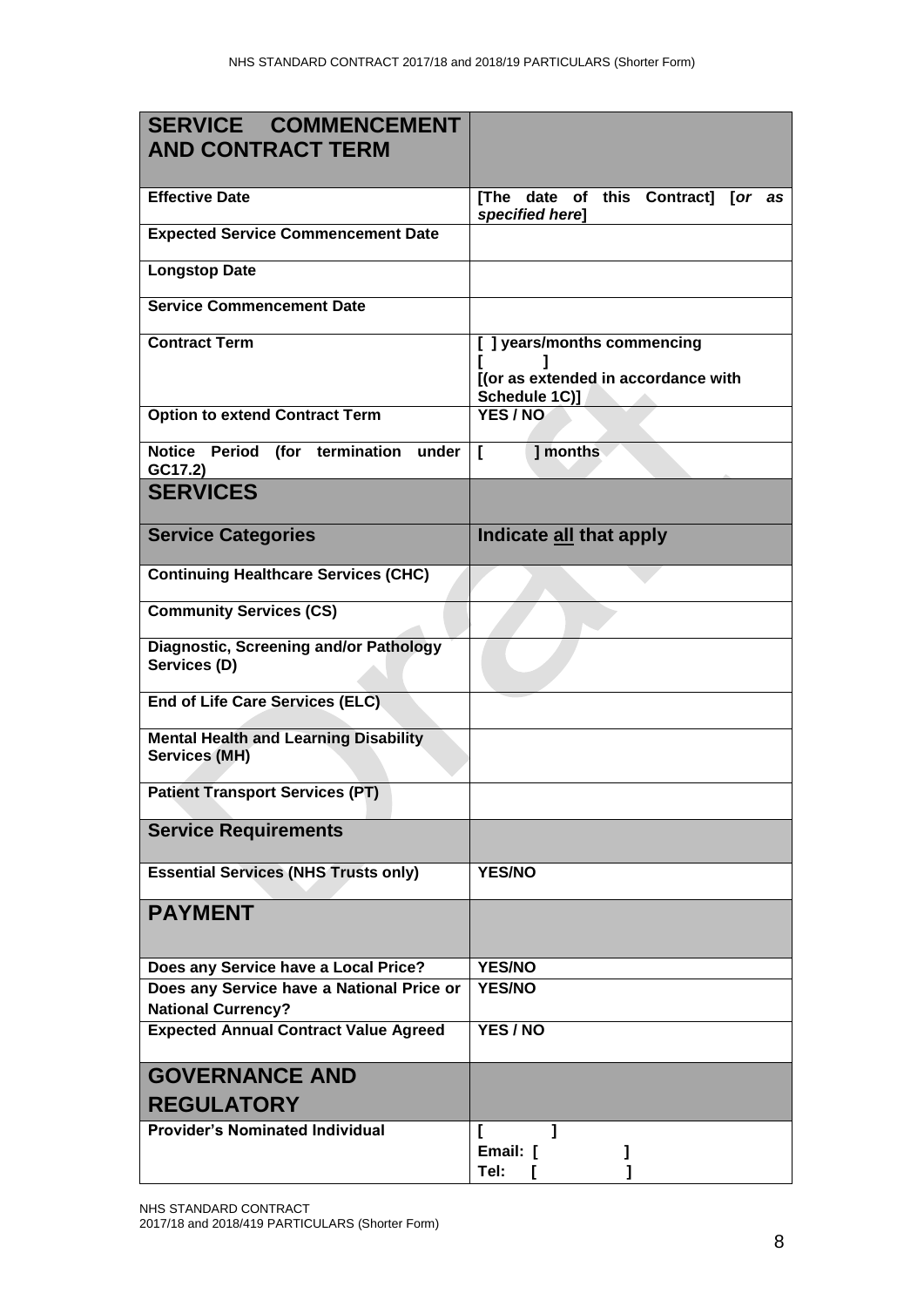| **SERVICE COMMENCEMENT AND CONTRACT TERM** | |
|---|---|
| **Effective Date** | **[The date of this Contract] [*or as specified here*]** |
| **Expected Service Commencement Date** | |
| **Longstop Date** | |
| **Service Commencement Date** | |
| **Contract Term** | **[ ] years/months commencing [ ] [(or as extended in accordance with Schedule 1C)]** |
| **Option to extend Contract Term** | **YES / NO** |
| **Notice Period (for termination under GC17.2)** | **[ ] months** |
| **SERVICES** | |
| **Service Categories** | **Indicate all that apply** |
| **Continuing Healthcare Services (CHC)** | |
| **Community Services (CS)** | |
| **Diagnostic, Screening and/or Pathology Services (D)** | |
| **End of Life Care Services (ELC)** | |
| **Mental Health and Learning Disability Services (MH)** | |
| **Patient Transport Services (PT)** | |
| **Service Requirements** | |
| **Essential Services (NHS Trusts only)** | **YES/NO** |
| **PAYMENT** | |
| **Does any Service have a Local Price?** | **YES/NO** |
| **Does any Service have a National Price or National Currency?** | **YES/NO** |
| **Expected Annual Contract Value Agreed** | **YES / NO** |
| **GOVERNANCE AND REGULATORY** | |
| **Provider's Nominated Individual** | **[ ]**<br>**Email: [ ]**<br>**Tel: [ ]** |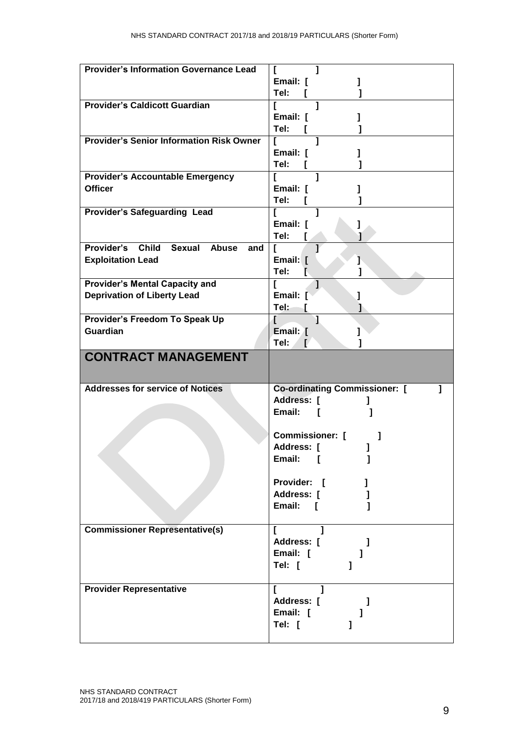| | |
|---|---|
| **Provider's Information Governance Lead** | **[ ]**<br>**Email: [ ]**<br>**Tel: [ ]** |
| **Provider's Caldicott Guardian** | **[ ]**<br>**Email: [ ]**<br>**Tel: [ ]** |
| **Provider's Senior Information Risk Owner** | **[ ]**<br>**Email: [ ]**<br>**Tel: [ ]** |
| **Provider's Accountable Emergency Officer** | **[ ]**<br>**Email: [ ]**<br>**Tel: [ ]** |
| **Provider's Safeguarding Lead** | **[ ]**<br>**Email: [ ]**<br>**Tel: [ ]** |
| **Provider's Child Sexual Abuse and Exploitation Lead** | **[ ]**<br>**Email: [ ]**<br>**Tel: [ ]** |
| **Provider's Mental Capacity and Deprivation of Liberty Lead** | **[ ]**<br>**Email: [ ]**<br>**Tel: [ ]** |
| **Provider's Freedom To Speak Up Guardian** | **[ ]**<br>**Email: [ ]**<br>**Tel: [ ]** |
| **CONTRACT MANAGEMENT** | |
| **Addresses for service of Notices** | **Co-ordinating Commissioner: [ ]**<br>**Address: [ ]**<br>**Email: [ ]**<br><br>**Commissioner: [ ]**<br>**Address: [ ]**<br>**Email: [ ]**<br><br>**Provider: [ ]**<br>**Address: [ ]**<br>**Email: [ ]** |
| **Commissioner Representative(s)** | **[ ]**<br>**Address: [ ]**<br>**Email: [ ]**<br>**Tel: [ ]** |
| **Provider Representative** | **[ ]**<br>**Address: [ ]**<br>**Email: [ ]**<br>**Tel: [ ]** |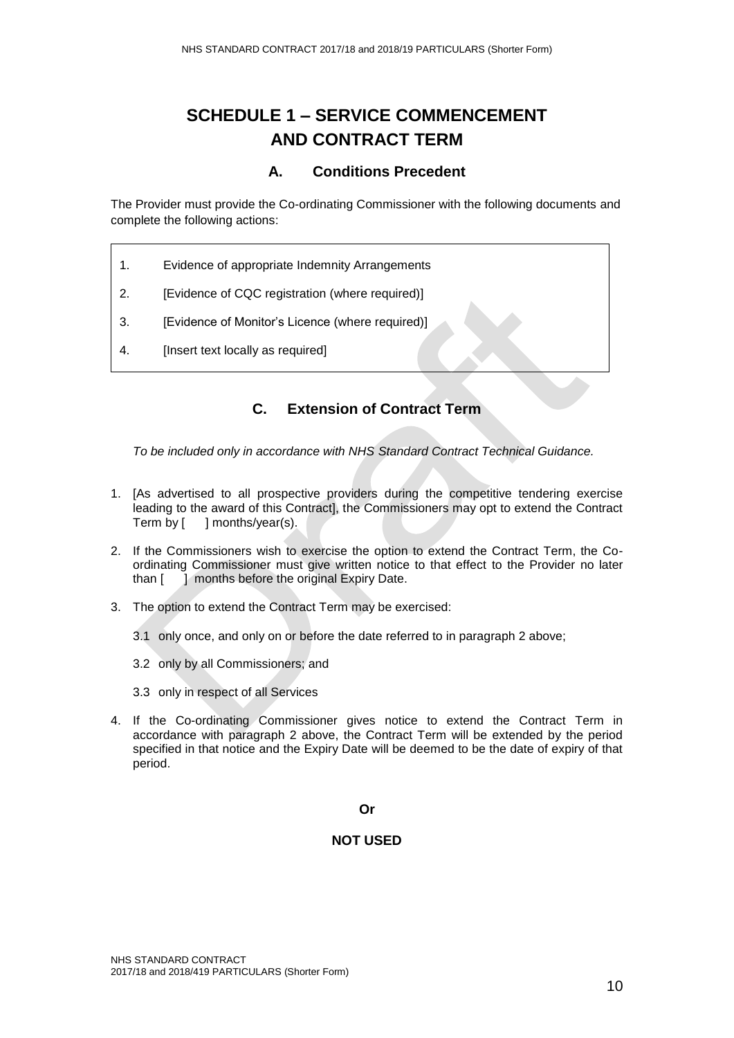# SCHEDULE 1 – SERVICE COMMENCEMENT AND CONTRACT TERM

## A. Conditions Precedent

The Provider must provide the Co-ordinating Commissioner with the following documents and complete the following actions:

1. Evidence of appropriate Indemnity Arrangements
2. [Evidence of CQC registration (where required)]
3. [Evidence of Monitor's Licence (where required)]
4. [Insert text locally as required]

## C. Extension of Contract Term

*To be included only in accordance with NHS Standard Contract Technical Guidance.*

1. [As advertised to all prospective providers during the competitive tendering exercise leading to the award of this Contract], the Commissioners may opt to extend the Contract Term by [ ] months/year(s).

2. If the Commissioners wish to exercise the option to extend the Contract Term, the Co-ordinating Commissioner must give written notice to that effect to the Provider no later than [ ] months before the original Expiry Date.

3. The option to extend the Contract Term may be exercised:

   3.1 only once, and only on or before the date referred to in paragraph 2 above;

   3.2 only by all Commissioners; and

   3.3 only in respect of all Services

4. If the Co-ordinating Commissioner gives notice to extend the Contract Term in accordance with paragraph 2 above, the Contract Term will be extended by the period specified in that notice and the Expiry Date will be deemed to be the date of expiry of that period.

**Or**

**NOT USED**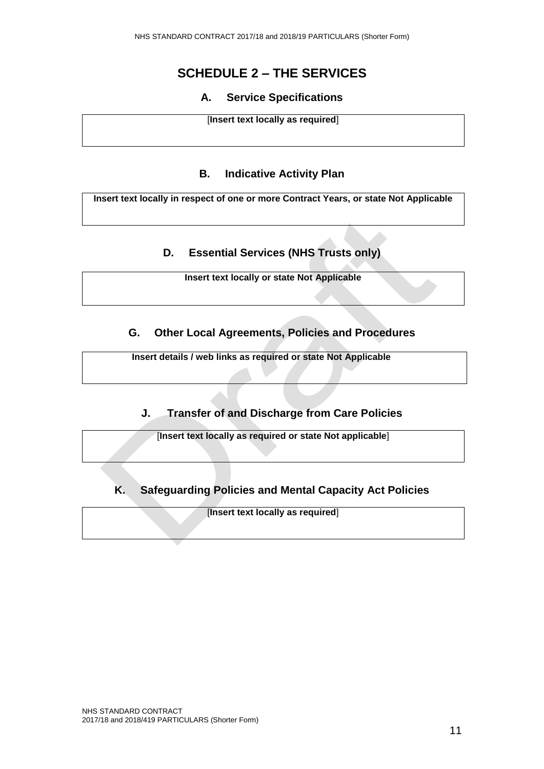# SCHEDULE 2 – THE SERVICES

## A. Service Specifications

| [**Insert text locally as required**] |
| --- |

## B. Indicative Activity Plan

| **Insert text locally in respect of one or more Contract Years, or state Not Applicable** |
| --- |

## D. Essential Services (NHS Trusts only)

| **Insert text locally or state Not Applicable** |
| --- |

## G. Other Local Agreements, Policies and Procedures

| **Insert details / web links as required or state Not Applicable** |
| --- |

## J. Transfer of and Discharge from Care Policies

| [**Insert text locally as required or state Not applicable**] |
| --- |

## K. Safeguarding Policies and Mental Capacity Act Policies

| [**Insert text locally as required**] |
| --- |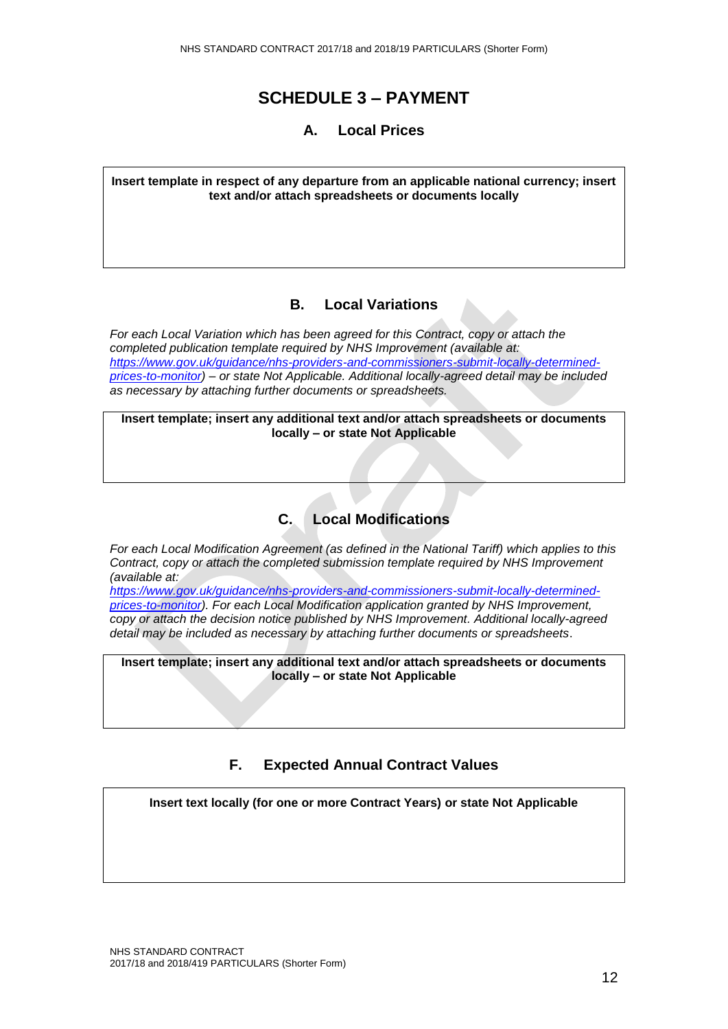# SCHEDULE 3 – PAYMENT

## A. Local Prices

| **Insert template in respect of any departure from an applicable national currency; insert text and/or attach spreadsheets or documents locally** |
|---|
| |

## B. Local Variations

*For each Local Variation which has been agreed for this Contract, copy or attach the completed publication template required by NHS Improvement (available at: https://www.gov.uk/guidance/nhs-providers-and-commissioners-submit-locally-determined-prices-to-monitor) – or state Not Applicable. Additional locally-agreed detail may be included as necessary by attaching further documents or spreadsheets.*

| **Insert template; insert any additional text and/or attach spreadsheets or documents locally – or state Not Applicable** |
|---|
| |

## C. Local Modifications

*For each Local Modification Agreement (as defined in the National Tariff) which applies to this Contract, copy or attach the completed submission template required by NHS Improvement (available at: https://www.gov.uk/guidance/nhs-providers-and-commissioners-submit-locally-determined-prices-to-monitor). For each Local Modification application granted by NHS Improvement, copy or attach the decision notice published by NHS Improvement. Additional locally-agreed detail may be included as necessary by attaching further documents or spreadsheets.*

| **Insert template; insert any additional text and/or attach spreadsheets or documents locally – or state Not Applicable** |
|---|
| |

## F. Expected Annual Contract Values

| **Insert text locally (for one or more Contract Years) or state Not Applicable** |
|---|
| |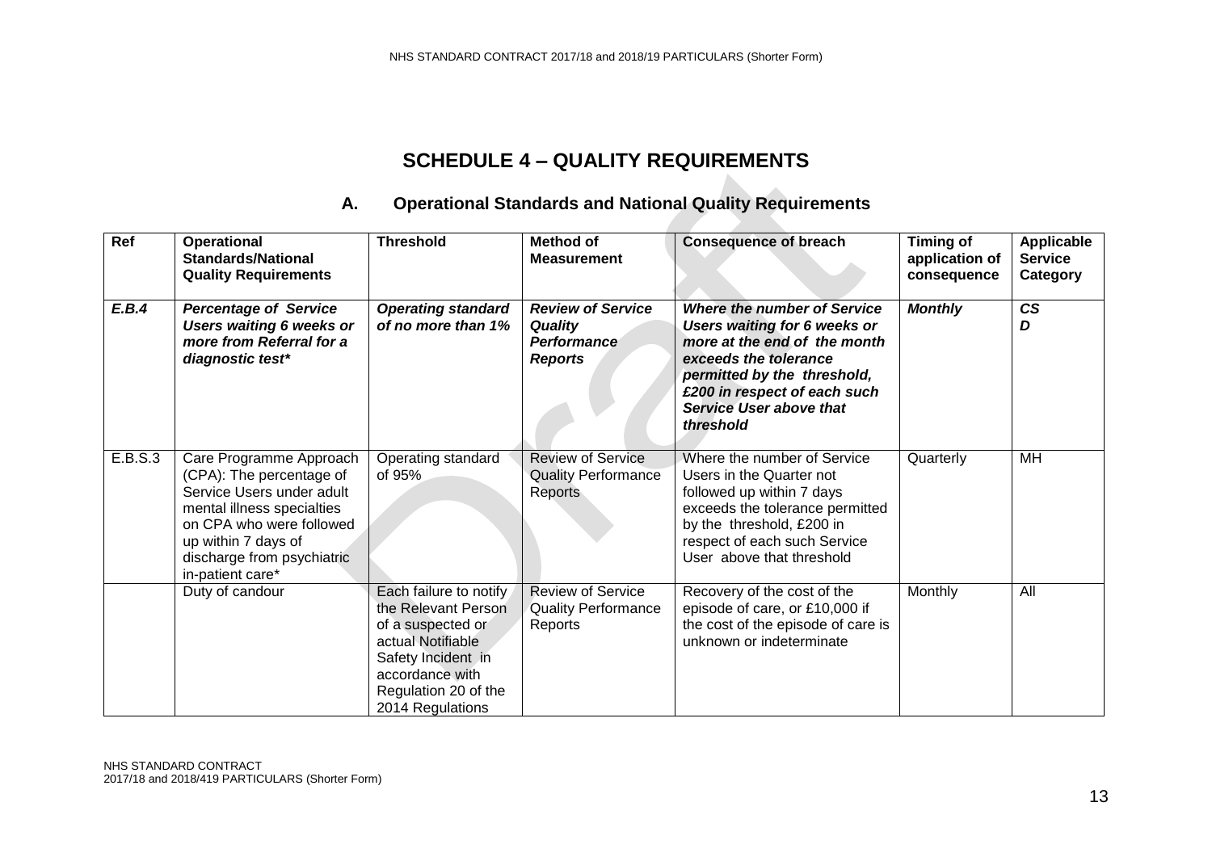# SCHEDULE 4 – QUALITY REQUIREMENTS

## A. Operational Standards and National Quality Requirements

| Ref | Operational Standards/National Quality Requirements | Threshold | Method of Measurement | Consequence of breach | Timing of application of consequence | Applicable Service Category |
|---|---|---|---|---|---|---|
| ***E.B.4*** | ***Percentage of Service Users waiting 6 weeks or more from Referral for a diagnostic test**** | ***Operating standard of no more than 1%*** | ***Review of Service Quality Performance Reports*** | ***Where the number of Service Users waiting for 6 weeks or more at the end of the month exceeds the tolerance permitted by the threshold, £200 in respect of each such Service User above that threshold*** | ***Monthly*** | ***CS D*** |
| E.B.S.3 | Care Programme Approach (CPA): The percentage of Service Users under adult mental illness specialties on CPA who were followed up within 7 days of discharge from psychiatric in-patient care* | Operating standard of 95% | Review of Service Quality Performance Reports | Where the number of Service Users in the Quarter not followed up within 7 days exceeds the tolerance permitted by the threshold, £200 in respect of each such Service User above that threshold | Quarterly | MH |
| | Duty of candour | Each failure to notify the Relevant Person of a suspected or actual Notifiable Safety Incident in accordance with Regulation 20 of the 2014 Regulations | Review of Service Quality Performance Reports | Recovery of the cost of the episode of care, or £10,000 if the cost of the episode of care is unknown or indeterminate | Monthly | All |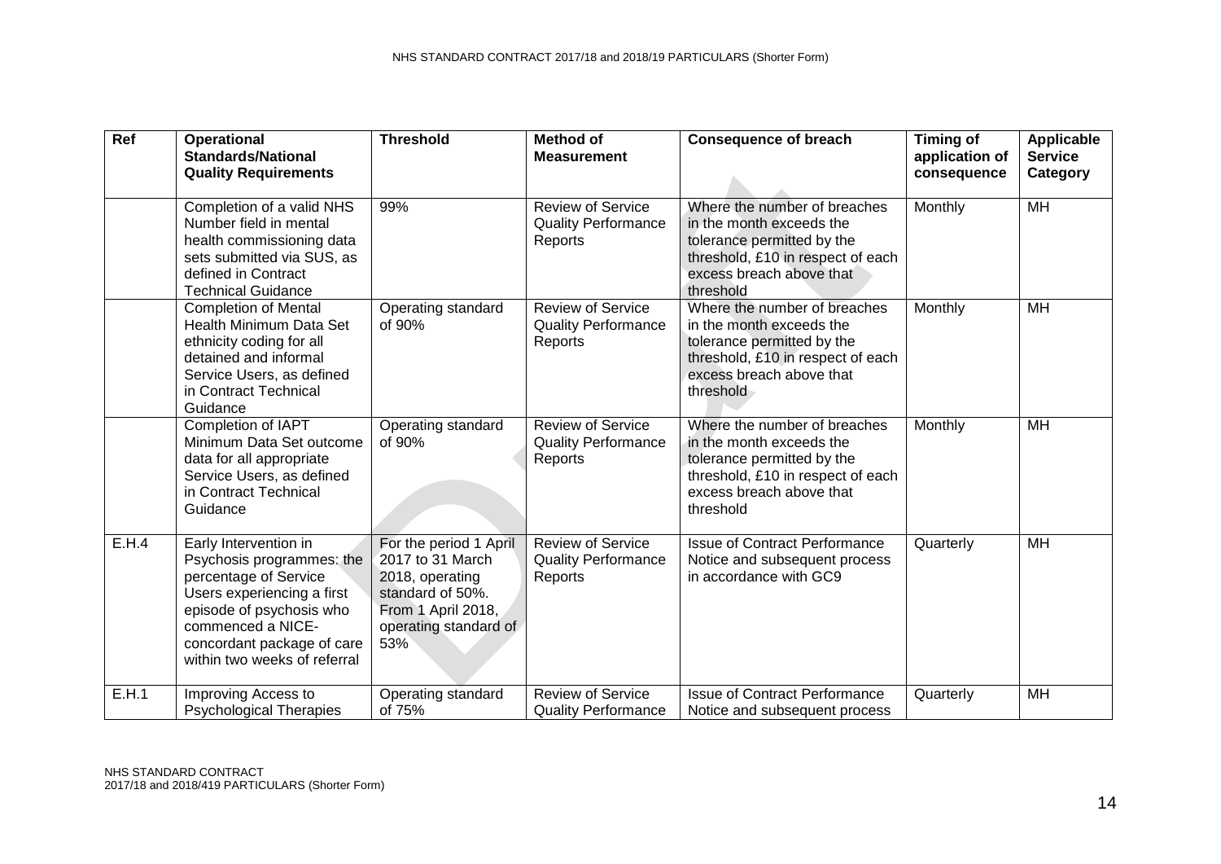| Ref | Operational Standards/National Quality Requirements | Threshold | Method of Measurement | Consequence of breach | Timing of application of consequence | Applicable Service Category |
|---|---|---|---|---|---|---|
| | Completion of a valid NHS Number field in mental health commissioning data sets submitted via SUS, as defined in Contract Technical Guidance | 99% | Review of Service Quality Performance Reports | Where the number of breaches in the month exceeds the tolerance permitted by the threshold, £10 in respect of each excess breach above that threshold | Monthly | MH |
| | Completion of Mental Health Minimum Data Set ethnicity coding for all detained and informal Service Users, as defined in Contract Technical Guidance | Operating standard of 90% | Review of Service Quality Performance Reports | Where the number of breaches in the month exceeds the tolerance permitted by the threshold, £10 in respect of each excess breach above that threshold | Monthly | MH |
| | Completion of IAPT Minimum Data Set outcome data for all appropriate Service Users, as defined in Contract Technical Guidance | Operating standard of 90% | Review of Service Quality Performance Reports | Where the number of breaches in the month exceeds the tolerance permitted by the threshold, £10 in respect of each excess breach above that threshold | Monthly | MH |
| E.H.4 | Early Intervention in Psychosis programmes: the percentage of Service Users experiencing a first episode of psychosis who commenced a NICE-concordant package of care within two weeks of referral | For the period 1 April 2017 to 31 March 2018, operating standard of 50%. From 1 April 2018, operating standard of 53% | Review of Service Quality Performance Reports | Issue of Contract Performance Notice and subsequent process in accordance with GC9 | Quarterly | MH |
| E.H.1 | Improving Access to Psychological Therapies | Operating standard of 75% | Review of Service Quality Performance | Issue of Contract Performance Notice and subsequent process | Quarterly | MH |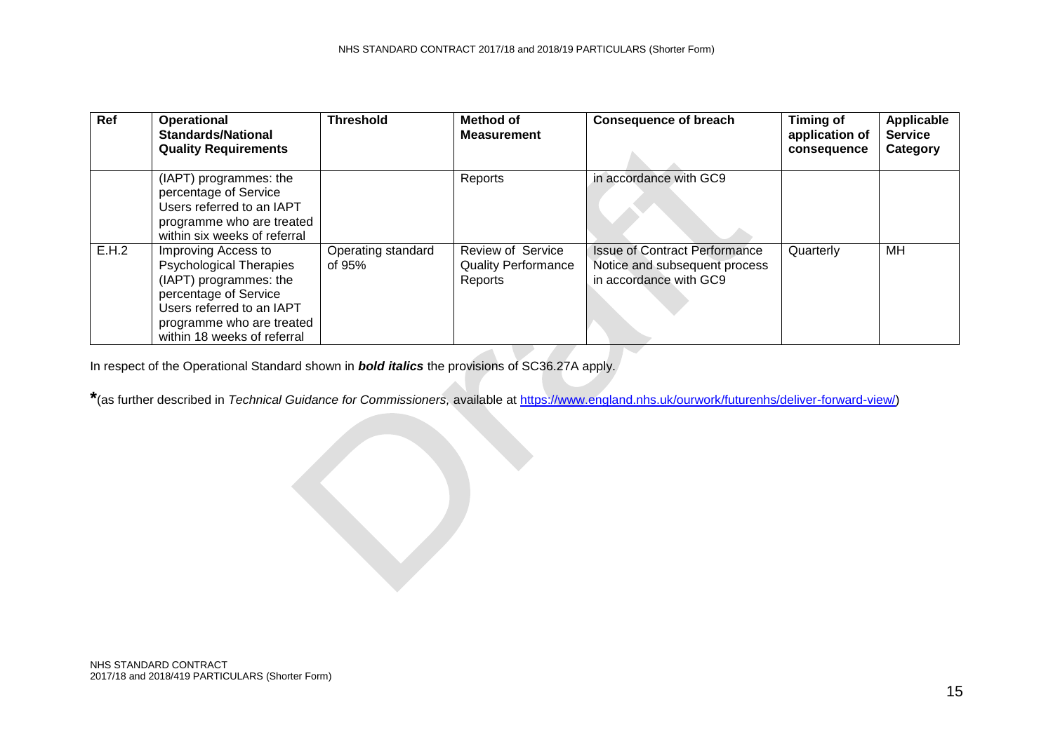| Ref | Operational Standards/National Quality Requirements | Threshold | Method of Measurement | Consequence of breach | Timing of application of consequence | Applicable Service Category |
|---|---|---|---|---|---|---|
| | (IAPT) programmes: the percentage of Service Users referred to an IAPT programme who are treated within six weeks of referral | | Reports | in accordance with GC9 | | |
| E.H.2 | Improving Access to Psychological Therapies (IAPT) programmes: the percentage of Service Users referred to an IAPT programme who are treated within 18 weeks of referral | Operating standard of 95% | Review of Service Quality Performance Reports | Issue of Contract Performance Notice and subsequent process in accordance with GC9 | Quarterly | MH |

In respect of the Operational Standard shown in ***bold italics*** the provisions of SC36.27A apply.

**\***(as further described in *Technical Guidance for Commissioners,* available at https://www.england.nhs.uk/ourwork/futurenhs/deliver-forward-view/)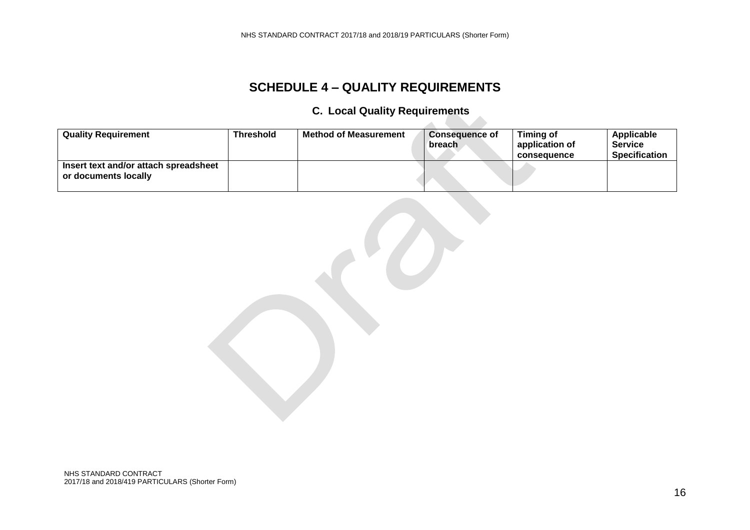# SCHEDULE 4 – QUALITY REQUIREMENTS

## C. Local Quality Requirements

| Quality Requirement | Threshold | Method of Measurement | Consequence of breach | Timing of application of consequence | Applicable Service Specification |
|---|---|---|---|---|---|
| **Insert text and/or attach spreadsheet or documents locally** | | | | | |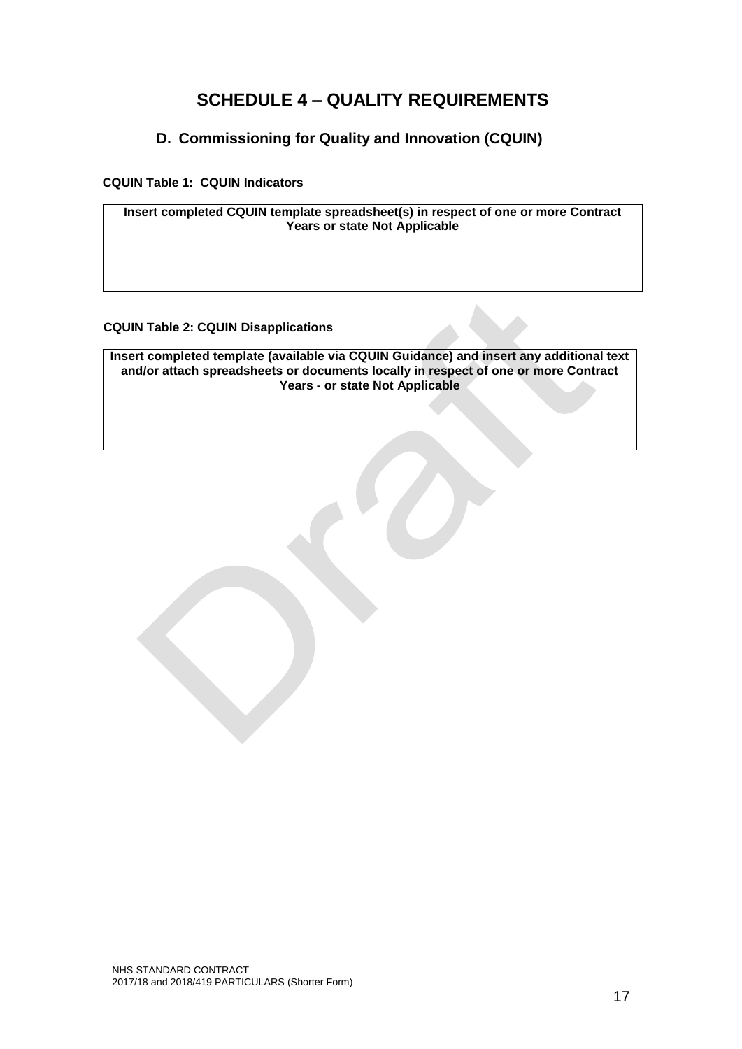# SCHEDULE 4 – QUALITY REQUIREMENTS

## D. Commissioning for Quality and Innovation (CQUIN)

**CQUIN Table 1: CQUIN Indicators**

| **Insert completed CQUIN template spreadsheet(s) in respect of one or more Contract Years or state Not Applicable** |
| --- |
| |

**CQUIN Table 2: CQUIN Disapplications**

| **Insert completed template (available via CQUIN Guidance) and insert any additional text and/or attach spreadsheets or documents locally in respect of one or more Contract Years - or state Not Applicable** |
| --- |
| |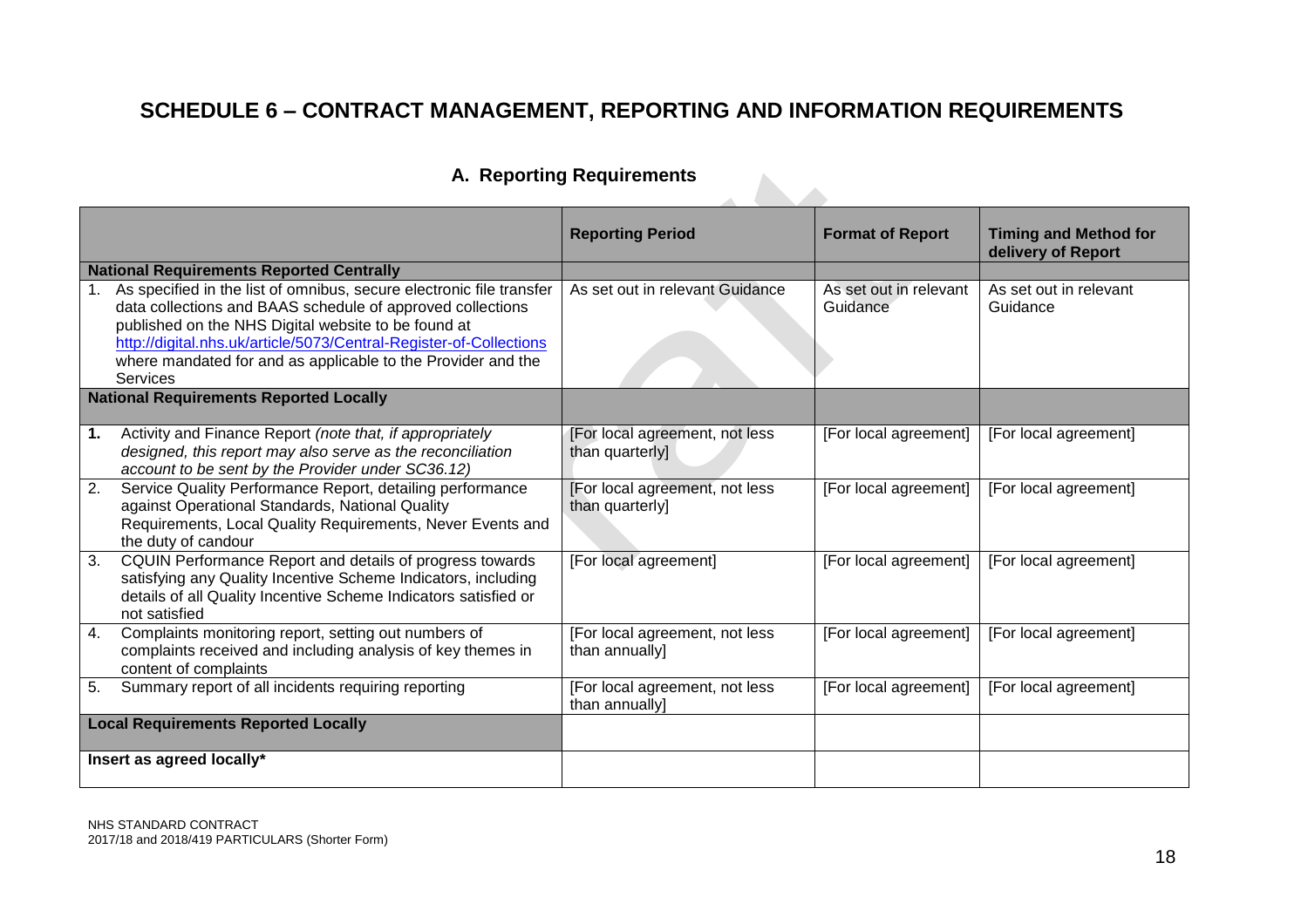# SCHEDULE 6 – CONTRACT MANAGEMENT, REPORTING AND INFORMATION REQUIREMENTS

## A. Reporting Requirements

| | Reporting Period | Format of Report | Timing and Method for delivery of Report |
|---|---|---|---|
| **National Requirements Reported Centrally** | | | |
| 1. As specified in the list of omnibus, secure electronic file transfer data collections and BAAS schedule of approved collections published on the NHS Digital website to be found at http://digital.nhs.uk/article/5073/Central-Register-of-Collections where mandated for and as applicable to the Provider and the Services | As set out in relevant Guidance | As set out in relevant Guidance | As set out in relevant Guidance |
| **National Requirements Reported Locally** | | | |
| **1.** Activity and Finance Report *(note that, if appropriately designed, this report may also serve as the reconciliation account to be sent by the Provider under SC36.12)* | [For local agreement, not less than quarterly] | [For local agreement] | [For local agreement] |
| 2. Service Quality Performance Report, detailing performance against Operational Standards, National Quality Requirements, Local Quality Requirements, Never Events and the duty of candour | [For local agreement, not less than quarterly] | [For local agreement] | [For local agreement] |
| 3. CQUIN Performance Report and details of progress towards satisfying any Quality Incentive Scheme Indicators, including details of all Quality Incentive Scheme Indicators satisfied or not satisfied | [For local agreement] | [For local agreement] | [For local agreement] |
| 4. Complaints monitoring report, setting out numbers of complaints received and including analysis of key themes in content of complaints | [For local agreement, not less than annually] | [For local agreement] | [For local agreement] |
| 5. Summary report of all incidents requiring reporting | [For local agreement, not less than annually] | [For local agreement] | [For local agreement] |
| **Local Requirements Reported Locally** | | | |
| **Insert as agreed locally*** | | | |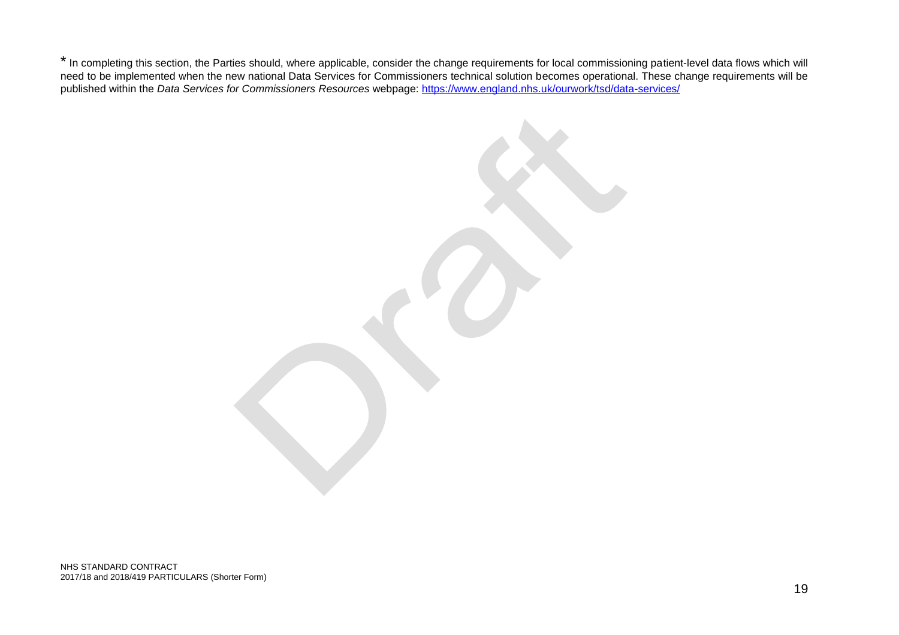* In completing this section, the Parties should, where applicable, consider the change requirements for local commissioning patient-level data flows which will need to be implemented when the new national Data Services for Commissioners technical solution becomes operational. These change requirements will be published within the *Data Services for Commissioners Resources* webpage: [https://www.england.nhs.uk/ourwork/tsd/data-services/](https://www.england.nhs.uk/ourwork/tsd/data-services/)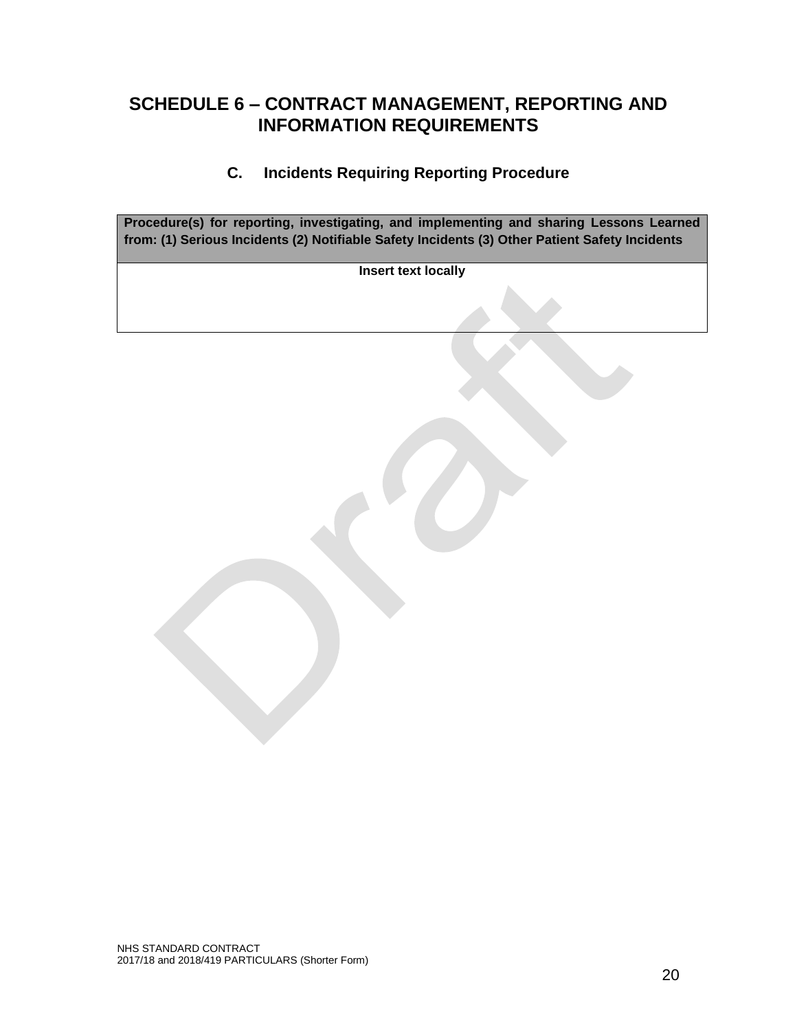# SCHEDULE 6 – CONTRACT MANAGEMENT, REPORTING AND INFORMATION REQUIREMENTS

## C. Incidents Requiring Reporting Procedure

| Procedure(s) for reporting, investigating, and implementing and sharing Lessons Learned from: (1) Serious Incidents (2) Notifiable Safety Incidents (3) Other Patient Safety Incidents |
|---|
| **Insert text locally** |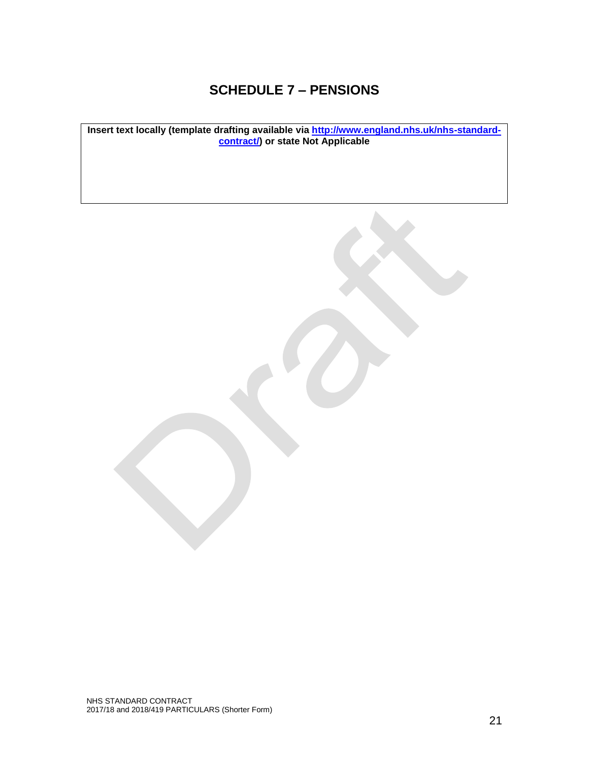# SCHEDULE 7 – PENSIONS

| **Insert text locally (template drafting available via [http://www.england.nhs.uk/nhs-standard-contract/](http://www.england.nhs.uk/nhs-standard-contract/)) or state Not Applicable** |
|---|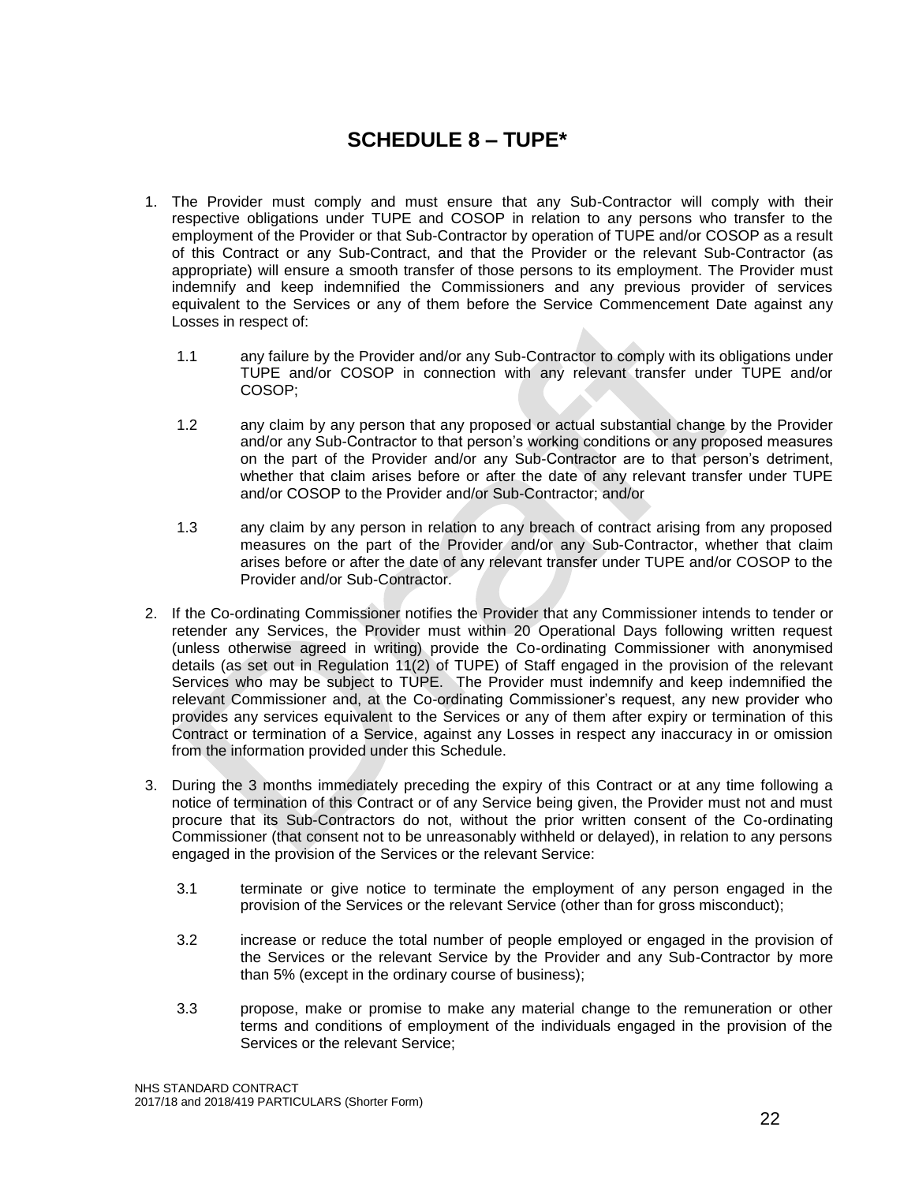# SCHEDULE 8 – TUPE*

1. The Provider must comply and must ensure that any Sub-Contractor will comply with their respective obligations under TUPE and COSOP in relation to any persons who transfer to the employment of the Provider or that Sub-Contractor by operation of TUPE and/or COSOP as a result of this Contract or any Sub-Contract, and that the Provider or the relevant Sub-Contractor (as appropriate) will ensure a smooth transfer of those persons to its employment. The Provider must indemnify and keep indemnified the Commissioners and any previous provider of services equivalent to the Services or any of them before the Service Commencement Date against any Losses in respect of:

   1.1 any failure by the Provider and/or any Sub-Contractor to comply with its obligations under TUPE and/or COSOP in connection with any relevant transfer under TUPE and/or COSOP;

   1.2 any claim by any person that any proposed or actual substantial change by the Provider and/or any Sub-Contractor to that person's working conditions or any proposed measures on the part of the Provider and/or any Sub-Contractor are to that person's detriment, whether that claim arises before or after the date of any relevant transfer under TUPE and/or COSOP to the Provider and/or Sub-Contractor; and/or

   1.3 any claim by any person in relation to any breach of contract arising from any proposed measures on the part of the Provider and/or any Sub-Contractor, whether that claim arises before or after the date of any relevant transfer under TUPE and/or COSOP to the Provider and/or Sub-Contractor.

2. If the Co-ordinating Commissioner notifies the Provider that any Commissioner intends to tender or retender any Services, the Provider must within 20 Operational Days following written request (unless otherwise agreed in writing) provide the Co-ordinating Commissioner with anonymised details (as set out in Regulation 11(2) of TUPE) of Staff engaged in the provision of the relevant Services who may be subject to TUPE. The Provider must indemnify and keep indemnified the relevant Commissioner and, at the Co-ordinating Commissioner's request, any new provider who provides any services equivalent to the Services or any of them after expiry or termination of this Contract or termination of a Service, against any Losses in respect any inaccuracy in or omission from the information provided under this Schedule.

3. During the 3 months immediately preceding the expiry of this Contract or at any time following a notice of termination of this Contract or of any Service being given, the Provider must not and must procure that its Sub-Contractors do not, without the prior written consent of the Co-ordinating Commissioner (that consent not to be unreasonably withheld or delayed), in relation to any persons engaged in the provision of the Services or the relevant Service:

   3.1 terminate or give notice to terminate the employment of any person engaged in the provision of the Services or the relevant Service (other than for gross misconduct);

   3.2 increase or reduce the total number of people employed or engaged in the provision of the Services or the relevant Service by the Provider and any Sub-Contractor by more than 5% (except in the ordinary course of business);

   3.3 propose, make or promise to make any material change to the remuneration or other terms and conditions of employment of the individuals engaged in the provision of the Services or the relevant Service;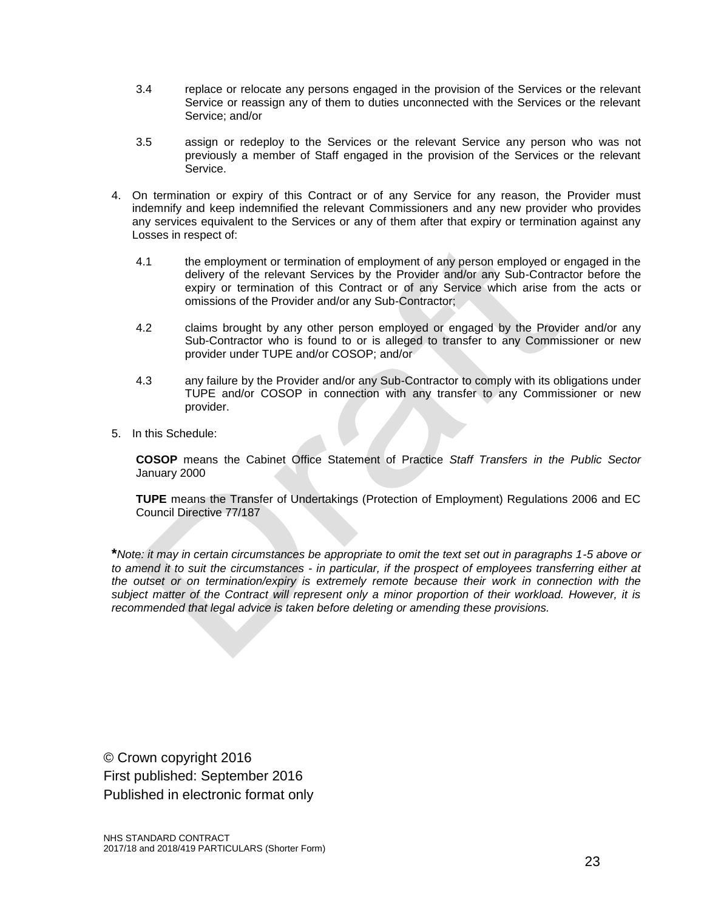3.4 replace or relocate any persons engaged in the provision of the Services or the relevant Service or reassign any of them to duties unconnected with the Services or the relevant Service; and/or

3.5 assign or redeploy to the Services or the relevant Service any person who was not previously a member of Staff engaged in the provision of the Services or the relevant Service.

4. On termination or expiry of this Contract or of any Service for any reason, the Provider must indemnify and keep indemnified the relevant Commissioners and any new provider who provides any services equivalent to the Services or any of them after that expiry or termination against any Losses in respect of:

   4.1 the employment or termination of employment of any person employed or engaged in the delivery of the relevant Services by the Provider and/or any Sub-Contractor before the expiry or termination of this Contract or of any Service which arise from the acts or omissions of the Provider and/or any Sub-Contractor;

   4.2 claims brought by any other person employed or engaged by the Provider and/or any Sub-Contractor who is found to or is alleged to transfer to any Commissioner or new provider under TUPE and/or COSOP; and/or

   4.3 any failure by the Provider and/or any Sub-Contractor to comply with its obligations under TUPE and/or COSOP in connection with any transfer to any Commissioner or new provider.

5. In this Schedule:

   **COSOP** means the Cabinet Office Statement of Practice *Staff Transfers in the Public Sector* January 2000

   **TUPE** means the Transfer of Undertakings (Protection of Employment) Regulations 2006 and EC Council Directive 77/187

***Note:** *it may in certain circumstances be appropriate to omit the text set out in paragraphs 1-5 above or to amend it to suit the circumstances - in particular, if the prospect of employees transferring either at the outset or on termination/expiry is extremely remote because their work in connection with the subject matter of the Contract will represent only a minor proportion of their workload. However, it is recommended that legal advice is taken before deleting or amending these provisions.*

© Crown copyright 2016
First published: September 2016
Published in electronic format only